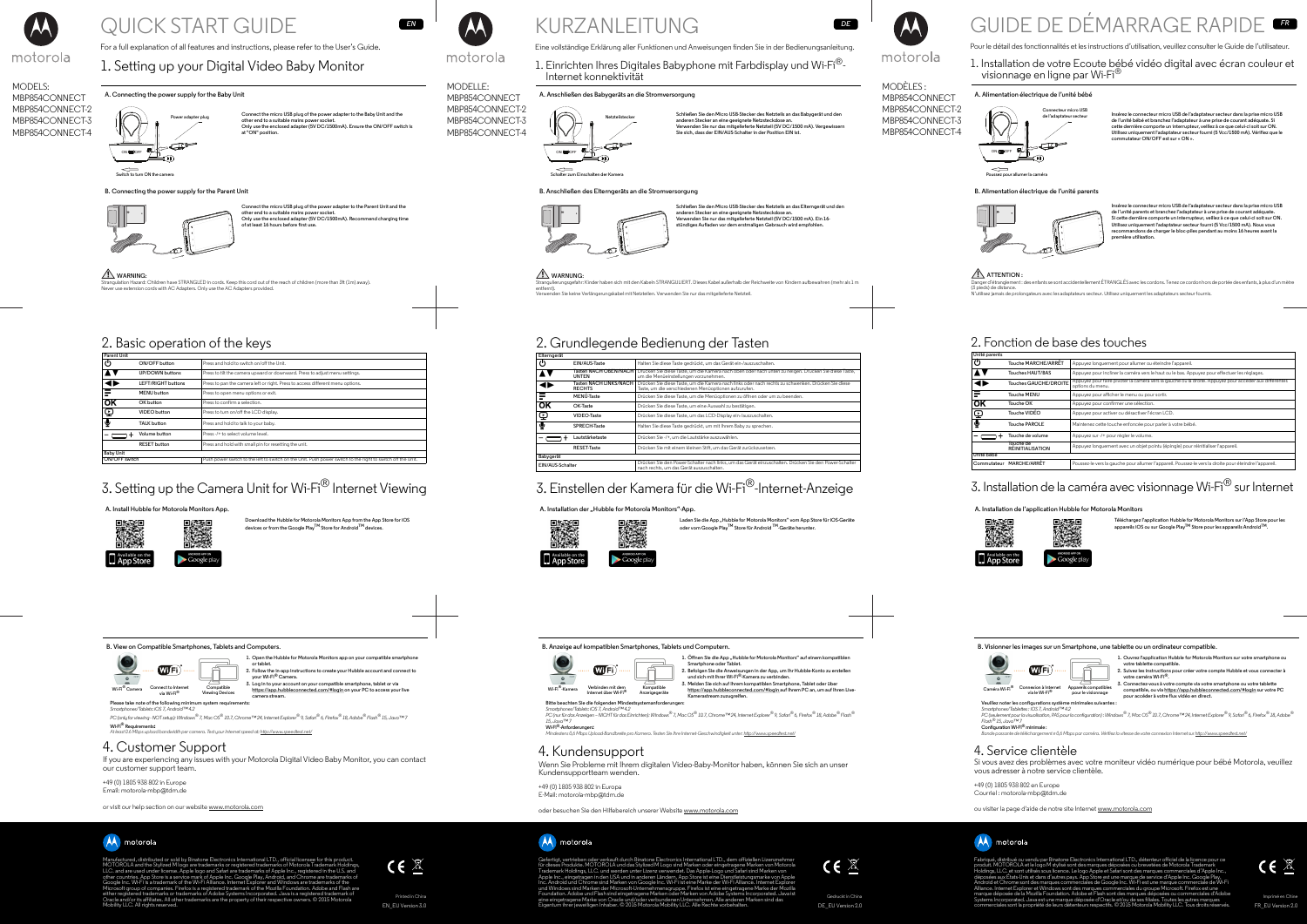# QUICK START GUIDE

EN

For a full explanation of all features and instructions, please refer to the User's Guide.

MODELS:
MBP854CONNECT
MBP854CONNECT-2
MBP854CONNECT-3
MBP854CONNECT-4

## 1. Setting up your Digital Video Baby Monitor

### A. Connecting the power supply for the Baby Unit

Power adapter plug

Switch to turn ON the camera

Connect the micro USB plug of the power adapter to the Baby Unit and the other end to a suitable mains power socket.
Only use the enclosed adapter (5V DC/1500mA). Ensure the ON/OFF switch is at "ON" position.

### B. Connecting the power supply for the Parent Unit

Connect the micro USB plug of the power adapter to the Parent Unit and the other end to a suitable mains power socket.
Only use the enclosed adapter (5V DC/1500mA). Recommend charging time of at least 16 hours before first use.

**WARNING:**
Strangulation Hazard: Children have STRANGLED in cords. Keep this cord out of the reach of children (more than 3ft (1m) away).
Never use extension cords with AC Adapters. Only use the AC Adapters provided.

## 2. Basic operation of the keys

| Parent Unit | | |
|---|---|---|
| ⏻ | ON/OFF button | Press and hold to switch on/off the Unit. |
| ▲▼ | UP/DOWN buttons | Press to tilt the camera upward or downward. Press to adjust menu settings. |
| ◀▶ | LEFT/RIGHT buttons | Press to pan the camera left or right. Press to access different menu options. |
| ☰ | MENU button | Press to open menu options or exit. |
| OK | OK button | Press to confirm a selection. |
| ▭ | VIDEO button | Press to turn on/off the LCD display. |
| 🎤 | TALK button | Press and hold to talk to your baby. |
| − + | Volume button | Press -/+ to select volume level. |
| | RESET button | Press and hold with small pin for resetting the unit. |
| Baby Unit | | |
| ON/OFF switch | | Push power switch to the left to switch on the Unit. Push power switch to the right to switch off the Unit. |

## 3. Setting up the Camera Unit for Wi-Fi® Internet Viewing

### A. Install Hubble for Motorola Monitors App.

Available on the App Store | Android App on Google play

Download the Hubble for Motorola Monitors App from the App Store for iOS devices or from the Google Play™ Store for Android™ devices.

### B. View on Compatible Smartphones, Tablets and Computers.

Wi-Fi® Camera — Connect to Internet via Wi-Fi® — Compatible Viewing Devices

1. Open the Hubble for Motorola Monitors app on your compatible smartphone or tablet.
2. Follow the in-app instructions to create your Hubble account and connect to your Wi-Fi® Camera.
3. Log in to your account on your compatible smartphone, tablet or via https://app.hubbleconnected.com/#login on your PC to access your live camera stream.

Please take note of the following minimum system requirements:
*Smartphones/Tablets: iOS 7, Android™ 4.2*

*PC (only for viewing - NOT setup): Windows® 7, Mac OS® 10.7, Chrome™ 24, Internet Explorer® 9, Safari® 6, Firefox® 18, Adobe® Flash® 15, Java™ 7*

**Wi-Fi® Requirements:**
*At least 0.6 Mbps upload bandwidth per camera. Test your Internet speed at: http://www.speedtest.net/*

## 4. Customer Support

If you are experiencing any issues with your Motorola Digital Video Baby Monitor, you can contact our customer support team.

+49 (0) 1805 938 802 in Europe
Email: motorola-mbp@tdm.de

or visit our help section on our website www.motorola.com

motorola

Manufactured, distributed or sold by Binatone Electronics International LTD., official licensee for this product. MOTOROLA and the Stylized M logo are trademarks or registered trademarks of Motorola Trademark Holdings, LLC. and are used under license. Apple logo and Safari are trademarks of Apple Inc., registered in the U.S. and other countries. App Store is a service mark of Apple Inc. Google Play, Android, and Chrome are trademarks of Google Inc. Wi-Fi is a trademark of the Wi-Fi Alliance. Internet Explorer and Windows are trademarks of the Microsoft group of companies. Firefox is a registered trademark of the Mozilla Foundation. Adobe and Flash are either registered trademarks or trademarks of Adobe Systems Incorporated. Java is a registered trademark of Oracle and/or its affiliates. All other trademarks are the property of their respective owners. © 2015 Motorola Mobility LLC. All rights reserved.

Printed in China
EN_EU Version 3.0

# KURZANLEITUNG

DE

Eine vollständige Erklärung aller Funktionen und Anweisungen finden Sie in der Bedienungsanleitung.

MODELLE:
MBP854CONNECT
MBP854CONNECT-2
MBP854CONNECT-3
MBP854CONNECT-4

## 1. Einrichten Ihres Digitales Babyphone mit Farbdisplay und Wi-Fi®-Internet konnektivität

### A. Anschließen des Babygeräts an die Stromversorgung

Netzteilstecker

Schalter zum Einschalten der Kamera

Schließen Sie den Micro USB-Stecker des Netzteils an das Babygerät und den anderen Stecker an eine geeignete Netzsteckdose an.
Verwenden Sie nur das mitgelieferte Netzteil (5V DC/1500 mA). Vergewissern Sie sich, dass der EIN/AUS-Schalter in der Position EIN ist.

### B. Anschließen des Elterngeräts an die Stromversorgung

Schließen Sie den Micro USB-Stecker des Netzteils an das Elterngerät und den anderen Stecker an eine geeignete Netzsteckdose an.
Verwenden Sie nur das mitgelieferte Netzteil (5V DC/1500 mA). Ein 16-stündiges Aufladen vor dem erstmaligen Gebrauch wird empfohlen.

**WARNUNG:**
Strangulierungsgefahr: Kinder haben sich mit den Kabeln STRANGULIERT. Dieses Kabel außerhalb der Reichweite von Kindern aufbewahren (mehr als 1 m entfernt).
Verwenden Sie keine Verlängerungskabel mit Netzteilen. Verwenden Sie nur das mitgelieferte Netzteil.

## 2. Grundlegende Bedienung der Tasten

| Elterngerät | | |
|---|---|---|
| ⏻ | EIN/AUS-Taste | Halten Sie diese Taste gedrückt, um das Gerät ein-/auszuschalten. |
| ▲▼ | Tasten NACH OBEN/NACH UNTEN | Drücken Sie diese Taste, um die Kamera nach oben oder nach unten zu neigen. Drücken Sie diese Taste, um die Menüeinstellungen vorzunehmen. |
| ◀▶ | Tasten NACH LINKS/NACH RECHTS | Drücken Sie diese Taste, um die Kamera nach links oder nach rechts zu schwenken. Drücken Sie diese Taste, um die verschiedenen Menüoptionen aufzurufen. |
| ☰ | MENÜ-Taste | Drücken Sie diese Taste, um die Menüoptionen zu öffnen oder zu beenden. |
| OK | OK-Taste | Drücken Sie diese Taste, um eine Auswahl zu bestätigen. |
| ▭ | VIDEO-Taste | Drücken Sie diese Taste, um das LCD-Display ein-/auszuschalten. |
| 🎤 | SPRECH-Taste | Halten Sie diese Taste gedrückt, um mit Ihrem Baby zu sprechen. |
| − + | Lautstärketaste | Drücken Sie -/+, um die Lautstärke auszuwählen. |
| | RESET-Taste | Drücken Sie mit einem kleinen Stift, um das Gerät zurückzusetzen. |
| Babygerät | | |
| EIN/AUS-Schalter | | Drücken Sie den Power-Schalter nach links, um das Gerät einzuschalten. Drücken Sie den Power-Schalter nach rechts, um das Gerät auszuschalten. |

## 3. Einstellen der Kamera für die Wi-Fi®-Internet-Anzeige

### A. Installation der „Hubble for Motorola Monitors"-App.

Available on the App Store | Android App on Google play

Laden Sie die App „Hubble for Motorola Monitors" vom App Store für iOS-Geräte oder vom Google Play™ Store für Android™-Geräte herunter.

### B. Anzeige auf kompatiblen Smartphones, Tablets und Computern.

Wi-Fi® Kamera — Verbinden mit dem Internet über Wi-Fi® — Kompatible Anzeigegeräte

1. Öffnen Sie die App „Hubble for Motorola Monitors" auf einem kompatiblen Smartphone oder Tablet.
2. Befolgen Sie die Anweisungen in der App, um Ihr Hubble-Konto zu erstellen und sich mit Ihrer Wi-Fi®-Kamera zu verbinden.
3. Melden Sie sich auf Ihrem kompatiblen Smartphone, Tablet oder über https://app.hubbleconnected.com/#login auf Ihrem PC an, um auf Ihren Live-Kamerastream zuzugreifen.

Bitte beachten Sie die folgenden Mindestsystemanforderungen:
*Smartphones/Tablets: iOS 7, Android™ 4.2*
*PC (nur für die Anzeige – NICHT für das Einrichten): Windows® 7, Mac OS® 10.7, Chrome™ 24, Internet Explorer® 9, Safari® 6, Firefox® 18, Adobe® Flash® 15, Java™ 7*
**Wi-Fi®-Anforderungen:**
*Mindestens 0,6 Mbps Upload-Bandbreite pro Kamera. Testen Sie Ihre Internet Geschwindigkeit unter: http://www.speedtest.net/*

## 4. Kundensupport

Wenn Sie Probleme mit Ihrem digitalen Video-Baby-Monitor haben, können Sie sich an unser Kundensupportteam wenden.

+49 (0) 1805 938 802 in Europa
E-Mail: motorola-mbp@tdm.de

oder besuchen Sie den Hilfebereich unserer Website www.motorola.com

motorola

Gefertigt, vertrieben oder verkauft durch Binatone Electronics International LTD., dem offiziellen Lizenznehmer für dieses Produkt. MOTOROLA und das Stylized M Logo sind Marken oder eingetragene Marken von Motorola Trademark Holdings, LLC. und werden unter Lizenz verwendet. Das Apple-Logo und Safari sind Marken von Apple Inc., eingetragen in den USA und in anderen Ländern. App Store ist eine Dienstleistungsmarke von Apple Inc. Android und Chrome sind Marken von Google Inc. Wi-Fi ist eine Marke der Wi-Fi Alliance. Internet Explorer und Windows sind Marken der Microsoft-Unternehmensgruppe. Firefox ist eine eingetragene Marke der Mozilla Foundation. Adobe und Flash sind eingetragene Marken oder Marken von Adobe Systems Incorporated. Java ist eine eingetragene Marke von Oracle und/oder verbundenen Unternehmen. Alle anderen Marken sind das Eigentum ihrer jeweiligen Inhaber. © 2015 Motorola Mobility LLC. Alle Rechte vorbehalten.

Gedruckt in China
DE_EU Version 2.0

# GUIDE DE DÉMARRAGE RAPIDE

FR

Pour le détail des fonctionnalités et les instructions d'utilisation, veuillez consulter le Guide de l'utilisateur.

MODÈLES :
MBP854CONNECT
MBP854CONNECT-2
MBP854CONNECT-3
MBP854CONNECT-4

## 1. Installation de votre Ecoute bébé vidéo digital avec écran couleur et visionnage en ligne par Wi-Fi®

### A. Alimentation électrique de l'unité bébé

Connecteur micro USB de l'adaptateur secteur

Poussez pour allumer la caméra

Insérez le connecteur micro USB de l'adaptateur secteur dans la prise micro USB de l'unité bébé et branchez l'adaptateur à une prise de courant adéquate. Si cette dernière comporte un interrupteur, veillez à ce que celui-ci soit sur ON. Utilisez uniquement l'adaptateur secteur fourni (5 Vcc/1500 mA). Vérifiez que le commutateur ON/OFF est sur « ON ».

### B. Alimentation électrique de l'unité parents

Insérez le connecteur micro USB de l'adaptateur secteur dans la prise micro USB de l'unité parents et branchez l'adaptateur à une prise de courant adéquate. Si cette dernière comporte un interrupteur, veillez à ce que celui-ci soit sur ON. Utilisez uniquement l'adaptateur secteur fourni (5 Vcc/1500 mA). Nous vous recommandons de charger le bloc-piles pendant au moins 16 heures avant la première utilisation.

**ATTENTION :**
Danger d'étranglement : des enfants se sont accidentellement ÉTRANGLÉS avec les cordons. Tenez ce cordon hors de portée des enfants, à plus d'un mètre (3 pieds) de distance.
N'utilisez jamais de prolongateurs avec les adaptateurs secteur. Utilisez uniquement les adaptateurs secteur fournis.

## 2. Fonction de base des touches

| Unité parents | | |
|---|---|---|
| ⏻ | Touche MARCHE/ARRÊT | Appuyez longuement pour allumer ou éteindre l'appareil. |
| ▲▼ | Touches HAUT/BAS | Appuyez pour incliner la caméra vers le haut ou le bas. Appuyez pour effectuer les réglages. |
| ◀▶ | Touches GAUCHE/DROITE | Appuyez pour faire pivoter la caméra vers la gauche ou la droite. Appuyez pour accéder aux différentes options du menu. |
| ☰ | Touche MENU | Appuyez pour afficher le menu ou pour sortir. |
| OK | Touche OK | Appuyez pour confirmer une sélection. |
| ▭ | Touche VIDÉO | Appuyez pour activer ou désactiver l'écran LCD. |
| 🎤 | Touche PAROLE | Maintenez cette touche enfoncée pour parler à votre bébé. |
| − + | Touche de volume | Appuyez sur -/+ pour régler le volume. |
| | Touche de RÉINITIALISATION | Appuyez longuement avec un objet pointu (épingle) pour réinitialiser l'appareil. |
| Unité bébé | | |
| Commutateur MARCHE/ARRÊT | | Poussez le vers la gauche pour allumer l'appareil. Poussez-le vers la droite pour éteindre l'appareil. |

## 3. Installation de la caméra avec visionnage Wi-Fi® sur Internet

### A. Installation de l'application Hubble for Motorola Monitors

Available on the App Store | Android App on Google play

Téléchargez l'application Hubble for Motorola Monitors sur l'App Store pour les appareils iOS ou sur Google Play™ Store pour les appareils Android™.

### B. Visionner les images sur un Smartphone, une tablette ou un ordinateur compatible.

Caméra Wi-Fi® — Connexion à Internet via le Wi-Fi® — Appareils compatibles pour le visionnage

1. Ouvrez l'application Hubble for Motorola Monitors sur votre smartphone ou votre tablette compatible.
2. Suivez les instructions pour créer votre compte Hubble et vous connecter à votre caméra Wi-Fi®.
3. Connectez-vous à votre compte via votre smartphone ou votre tablette compatible, ou via https://app.hubbleconnected.com/#login sur votre PC pour accéder à votre flux vidéo en direct.

Veuillez noter les configurations système minimales suivantes :
*Smartphones/Tablettes : iOS 7, Android™ 4.2*
*PC (seulement pour la visualisation, PAS pour la configuration) : Windows® 7, Mac OS® 10.7, Chrome™ 24, Internet Explorer® 9, Safari® 6, Firefox® 18, Adobe® Flash® 15, Java™ 7*
**Configuration Wi-Fi® minimale :**
*Bande passante de téléchargement ≥ 0,6 Mbps par caméra. Vérifiez la vitesse de votre connexion Internet sur http://www.speedtest.net/*

## 4. Service clientèle

Si vous avez des problèmes avec votre moniteur vidéo numérique pour bébé Motorola, veuillez vous adresser à notre service clientèle.

+49 (0) 1805 938 802 en Europe
Courriel : motorola-mbp@tdm.de

ou visiter la page d'aide de notre site Internet www.motorola.com

motorola

Fabriqué, distribué ou vendu par Binatone Electronics International LTD., détenteur officiel de la licence pour ce produit. MOTOROLA et le logo M stylisé sont des marques déposées ou brevetées de Motorola Trademark Holdings, LLC. et sont utilisés sous licence. Le logo Apple et Safari sont des marques commerciales d'Apple Inc., déposées aux États-Unis et dans d'autres pays. App Store est une marque de service d'Apple Inc. Google Play, Android et Chrome sont des marques commerciales de Google Inc. Wi-Fi est une marque commerciale de Wi-Fi Alliance. Internet Explorer et Windows sont des marques commerciales du groupe Microsoft. Firefox est une marque déposée de la Mozilla Foundation. Adobe et Flash sont des marques déposées ou commerciales d'Adobe Systems Incorporated. Java est une marque déposée d'Oracle et/ou de ses filiales. Toutes les autres marques commerciales sont la propriété de leurs détenteurs respectifs. © 2015 Motorola Mobility LLC. Tous droits réservés.

Imprimé en Chine
FR_EU Version 2.0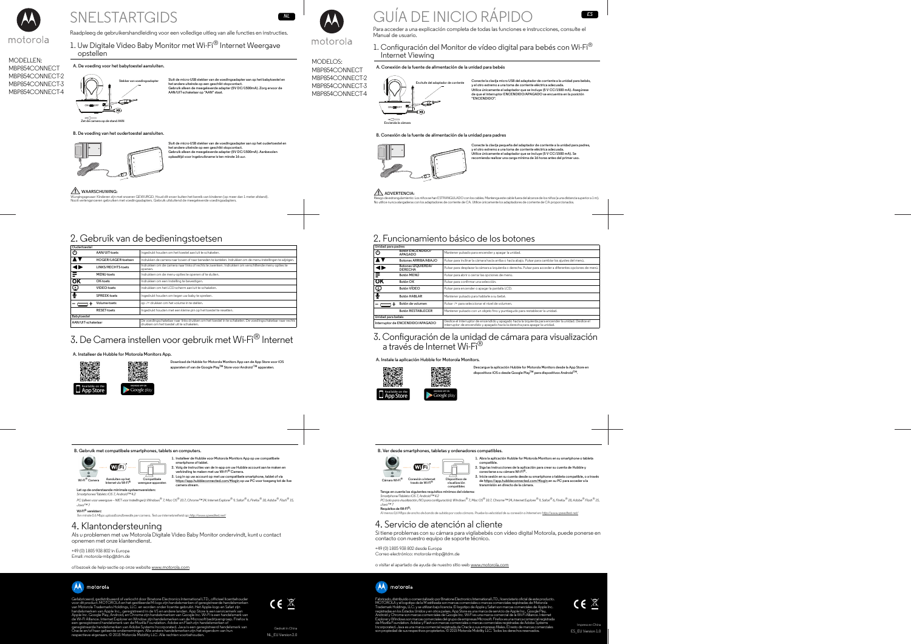# SNELSTARTGIDS

NL

Raadpleeg de gebruikershandleiding voor een volledige uitleg van alle functies en instructies.

MODELLEN:
MBP854CONNECT
MBP854CONNECT-2
MBP854CONNECT-3
MBP854CONNECT-4

## 1. Uw Digitale Video Baby Monitor met Wi-Fi® Internet Weergave opstellen

### A. De voeding voor het babytoestel aansluiten.

Stekker van voedingsadapter

Zet de camera op de stand AAN

Sluit de micro-USB stekker van de voedingsadapter aan op het babytoestel en het andere uiteinde op een geschikt stopcontact.
Gebruik alleen de meegeleverde adapter (5V DC/1500mA). Zorg ervoor de AAN/UIT-schakelaar op "AAN" staat.

### B. De voeding van het oudertoestel aansluiten.

Sluit de micro-USB stekker van de voedingsadapter aan op het oudertoestel en het andere uiteinde op een geschikt stopcontact.
Gebruik alleen de meegeleverde adapter (5V DC/1500mA). Aanbevolen oplaadtijd voor Ingebruikname is ten minste 16 uur.

**WAARSCHUWING:**
Wurgingsgevaar: Kinderen zijn met snoeren GEWURGD. Houd dit snoer buiten het bereik van kinderen (op meer dan 1 meter afstand).
Nooit verlengsnoeren gebruiken met voedingsadapters. Gebruik uitsluitend de meegeleverde voedingsadapters.

## 2. Gebruik van de bedieningstoetsen

| | | |
|---|---|---|
| **Oudertoestel** | | |
| ⏻ | AAN/UIT-toets | Ingedrukt houden om het toestel aan/uit te schakelen. |
| ▲▼ | HOGER/LAGER-toetsen | Indrukken om de camera naar boven of naar beneden te kantelen. Indrukken om de menu-instellingen te wijzigen. |
| ◀▶ | LINKS/RECHTS-toets | Indrukken om de camera naar links of rechts te zwenken. Indrukken om verschillende menu-opties te openen. |
| | MENU-toets | Indrukken om de menu-opties te openen of te sluiten. |
| OK | OK-toets | Indrukken om een instelling te bevestigen. |
| | VIDEO-toets | Indrukken om het LCD-scherm aan/uit te schakelen. |
| | SPREEK-toets | Ingedrukt houden om tegen uw baby te spreken. |
| – + | Volume-toets | op -/+ drukken om het volume in te stellen. |
| | RESET-toets | Ingedrukt houden met een kleine pin op het toestel te resetten. |
| **Babytoestel** | | |
| AAN/UIT-schakelaar | | De voedingsschakelaar naar links drukken om het toestel in te schakelen. De voedingsschakelaar naar rechts drukken om het toestel uit te schakelen. |

## 3. De Camera instellen voor gebruik met Wi-Fi® Internet

### A. Installeer de Hubble for Motorola Monitors App.

Download de Hubble for Motorola Monitors App van de App Store voor iOS apparaten of van de Google Play™ Store voor Android™ apparaten.

### B. Gebruik met compatibele smartphones, tablets en computers.

Wi-Fi® Camera — Aansluiten op het Internet via Wi-Fi® — Compatibele weergave-apparaten

1. Installeer de Hubble voor Motorola Monitors App op uw compatibele smartphone of tablet.
2. Volg de instructies van de in-app om uw Hubble account aan te maken en verbinding te maken met uw Wi-Fi® Camera.
3. Log in op uw account op met uw compatibele smartphone, tablet of via https://app.hubbleconnected.com/#login op uw PC voor toegang tot de live camera stream.

**Let op de onderstaande minimale systeemvereisten:**
*Smartphone/Tablets: iOS 7, Android™ 4.2*

*PC (alleen voor weergave – NIET voor instellingen): Windows® 7, Mac OS® 10.7, Chrome™ 24, Internet Explorer® 9, Safari® 6, Firefox® 18, Adobe® Flash® 15, Java™ 7*

**Wi-Fi® vereisten:**
*Ten minste 0,6 Mbps uploadbandbreedte per camera. Test uw Internetsnelheid op: http://www.speedtest.net/*

## 4. Klantondersteuning

Als u problemen met uw Motorola Digitale Video Baby Monitor ondervindt, kunt u contact opnemen met onze klantendienst.

+49 (0) 1805 938 802 in Europa
Email: motorola-mbp@tdm.de

of bezoek de help-sectie op onze website www.motorola.com

Gefabriceerd, gedistribueerd of verkocht door Binatone Electronics International LTD., officieel licentiehouder voor dit product. MOTOROLA en het gestileerde M-logo zijn handelsmerken of geregistreerde handelsmerken van Motorola Trademark Holdings, LLC. en worden onder licentie gebruikt. Het Apple-logo en Safari zijn handelsmerken van Apple Inc., geregistreerd in de VS en andere landen. App Store is een servicemerk van Apple Inc. Google Play, Android en Chrome zijn handelsmerken van Google Inc. Wi-Fi is een handelsmerk van de Wi-Fi Alliance. Internet Explorer en Window zijn handelsmerken van de Microsoft bedrijvengroep. Firefox is een geregistreerd handelsmerk van de Mozilla Foundation. Adobe en Flash zijn handelsmerken of geregistreerde handelsmerken van Adobe Systems Incorporated. Java is een geregistreerd handelsmerk van Oracle en/of haar gelieerde ondernemingen. Alle andere handelsmerken zijn het eigendom van hun respectieve eigenaren. © 2015 Motorola Mobility LLC. Alle rechten voorbehouden.

Gedrukt in China
NL_EU Version 2.0

# GUÍA DE INICIO RÁPIDO

ES

Para acceder a una explicación completa de todas las funciones e instrucciones, consulte el Manual de usuario.

MODELOS:
MBP854CONNECT
MBP854CONNECT-2
MBP854CONNECT-3
MBP854CONNECT-4

## 1. Configuración del Monitor de vídeo digital para bebés con Wi-Fi® Internet Viewing

### A. Conexión de la fuente de alimentación de la unidad para bebés

Enchufe del adaptador de corriente

Encienda la cámara

Conecte la clavija micro USB del adaptador de corriente a la unidad para bebés, y el otro extremo a una toma de corriente eléctrica adecuada.
Utilice únicamente el adaptador que se incluye (5 V CC/1500 mA). Asegúrese de que el Interruptor ENCENDIDO/APAGADO se encuentra en la posición "ENCENDIDO".

### B. Conexión de la fuente de alimentación de la unidad para padres

Conecte la clavija pequeña del adaptador de corriente a la unidad para padres, y el otro extremo a una toma de corriente eléctrica adecuada.
Utilice únicamente el adaptador que se incluye (5 V CC/1500 mA). Se recomienda realizar una carga mínima de 16 horas antes del primer uso.

**ADVERTENCIA:**
Riesgo de estrangulamiento: Los niños se han ESTRANGULADO con los cables. Mantenga este cable fuera del alcance de los niños (a una distancia superior a 1 m).
No utilice nunca alargadores con los adaptadores de corriente de CA. Utilice únicamente los adaptadores de corriente de CA proporcionados.

## 2. Funcionamiento básico de los botones

| | | |
|---|---|---|
| **Unidad para padres** | | |
| ⏻ | Botón ENCENDIDO/APAGADO | Mantener pulsado para encender y apagar la unidad. |
| ▲▼ | Botones ARRIBA/ABAJO | Pulsar para inclinar la cámara hacia arriba o hacia abajo. Pulsar para cambiar los ajustes del menú. |
| ◀▶ | Botones IZQUIERDA/DERECHA | Pulsar para desplazar la cámara a izquierda o derecha. Pulsar para acceder a diferentes opciones de menú. |
| | Botón MENÚ | Pulsar para abrir o cerrar las opciones de menú. |
| OK | Botón OK | Pulsar para confirmar una selección. |
| | Botón VÍDEO | Pulsar para encender o apagar la pantalla LCD. |
| | Botón HABLAR | Mantener pulsado para hablarle a su bebé. |
| – + | Botón de volumen | Pulsar -/+ para seleccionar el nivel de volumen. |
| | Botón RESTABLECER | Mantener pulsado con un objeto fino y puntiagudo para restablecer la unidad. |
| **Unidad para bebés** | | |
| Interruptor de ENCENDIDO/APAGADO | | Deslice el interruptor de encendido y apagado hacia la izquierda para encender la unidad. Deslice el interruptor de encendido y apagado hacia la derecha para apagar la unidad. |

## 3. Configuración de la unidad de cámara para visualización a través de Internet Wi-Fi®

### A. Instale la aplicación Hubble for Motorola Monitors.

Descargue la aplicación Hubble for Motorola Monitors desde la App Store en dispositivos iOS o desde Google Play™ para dispositivos Android™.

### B. Ver desde smartphones, tabletas y ordenadores compatibles.

Cámara Wi-Fi® — Conexión a Internet través de Wi-Fi® — Dispositivos de visualización compatibles

1. Abra la aplicación Hubble for Motorola Monitors en su smartphone o tableta compatible.
2. Siga las instrucciones de la aplicación para crear su cuenta de Hubble y conectarse a su cámara Wi-Fi®.
3. Inicie sesión en su cuenta desde su smartphone o tableta compatible, o a través de https://app.hubbleconnected.com/#login en su PC para acceder a la transmisión en directo de la cámara.

**Tenga en cuenta los siguientes requisitos mínimos del sistema:**
*Smartphone/Tableta: iOS 7, Android™ 4.2*

*PC (solo para visualización, NO para configuración): Windows® 7, Mac OS® 10.7, Chrome™ 24, Internet Explorer® 9, Safari® 6, Firefox® 18, Adobe® Flash® 15, Java™ 7*

**Requisitos de Wi-Fi®:**
*Al menos 0,6 Mbps de ancho de banda de subida por cada cámara. Pruebe la velocidad de su conexión a Internet en: http://www.speedtest.net/*

## 4. Servicio de atención al cliente

Si tiene problemas con su cámara para vigilabebés con vídeo digital Motorola, puede ponerse en contacto con nuestro equipo de soporte técnico.

+49 (0) 1805 938 802 desde Europa
Correo electrónico: motorola-mbp@tdm.de

o visitar el apartado de ayuda de nuestro sitio web www.motorola.com

Fabricado, distribuido o comercializado por Binatone Electronics International LTD., licenciatario oficial de este producto. MOTOROLA y el logotipo de la M estilizada son marcas comerciales o marcas comerciales registradas de Motorola Trademark Holdings, LLC. y se utilizan bajo licencia. El logotipo de Apple y Safari son marcas comerciales de Apple Inc. registradas en los Estados Unidos y en otros países. App Store es una marca de servicio de Apple Inc.. Google Play, Android y Chrome son marcas comerciales de Google Inc. Wi-Fi es una marca comercial de la Wi-Fi Alliance. Internet Explorer y Windows son marcas comerciales del grupo de empresas Microsoft. Firefox es una marca comercial registrada de Mozilla Foundation. Adobe y Flash son marcas comerciales o marcas comerciales registradas de Adobe Systems Incorporated. Java es una marca comercial registrada de Oracle o sus empresas filiales. El resto de marcas comerciales son propiedad de sus respectivos propietarios. © 2015 Motorola Mobility LLC. Todos los derechos reservados.

Impreso en China
ES_EU Version 1.0